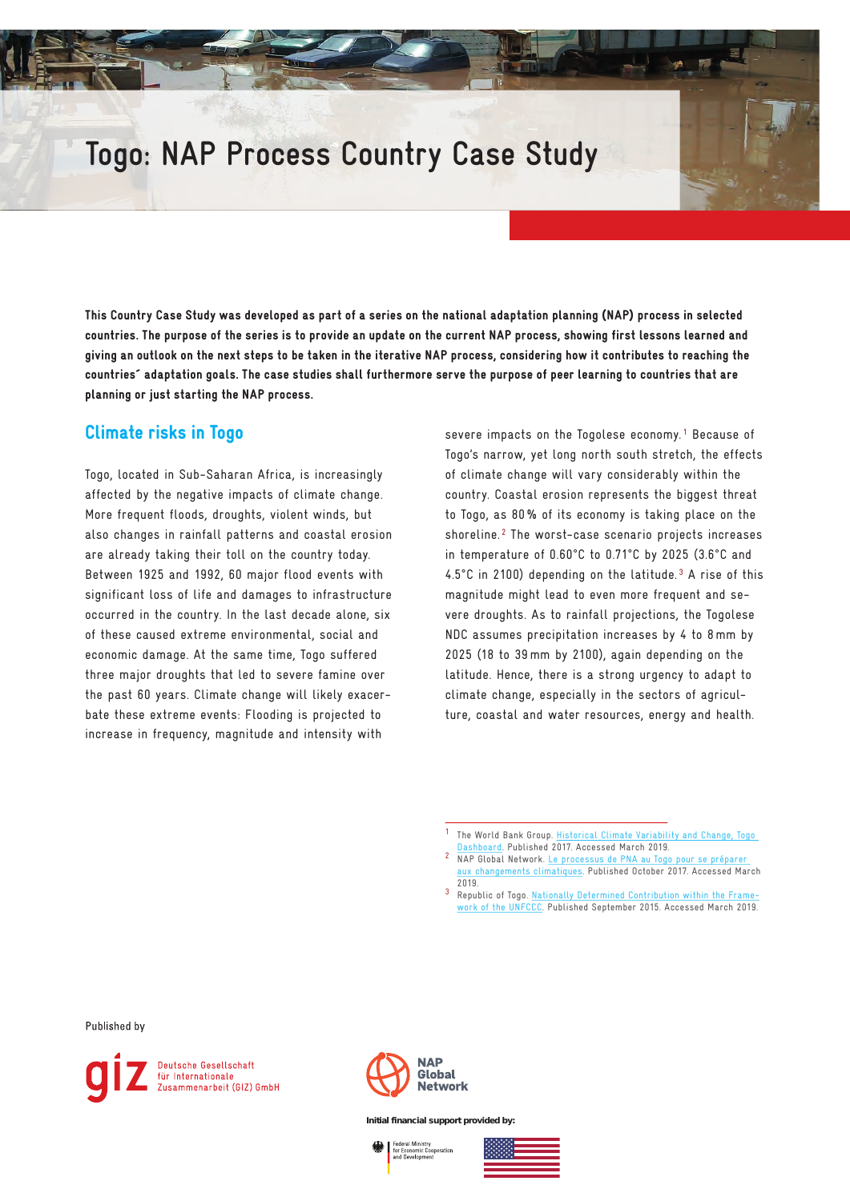# Togo: NAP Process Country Case Study

**This Country Case Study was developed as part of a series on the national adaptation planning (NAP) process in selected countries. The purpose of the series is to provide an update on the current NAP process, showing first lessons learned and giving an outlook on the next steps to be taken in the iterative NAP process, considering how it contributes to reaching the countries´ adaptation goals. The case studies shall furthermore serve the purpose of peer learning to countries that are planning or just starting the NAP process.**

## Climate risks in Togo

Togo, located in Sub-Saharan Africa, is increasingly affected by the negative impacts of climate change. More frequent floods, droughts, violent winds, but also changes in rainfall patterns and coastal erosion are already taking their toll on the country today. Between 1925 and 1992, 60 major flood events with significant loss of life and damages to infrastructure occurred in the country. In the last decade alone, six of these caused extreme environmental, social and economic damage. At the same time, Togo suffered three major droughts that led to severe famine over the past 60 years. Climate change will likely exacerbate these extreme events: Flooding is projected to increase in frequency, magnitude and intensity with severe impacts on the Togolese economy.[1] Because of Togo's narrow, yet long north south stretch, the effects of climate change will vary considerably within the country. Coastal erosion represents the biggest threat to Togo, as 80 % of its economy is taking place on the shoreline.[2] The worst-case scenario projects increases in temperature of 0.60°C to 0.71°C by 2025 (3.6°C and 4.5°C in 2100) depending on the latitude.[3] A rise of this magnitude might lead to even more frequent and severe droughts. As to rainfall projections, the Togolese NDC assumes precipitation increases by 4 to 8 mm by 2025 (18 to 39 mm by 2100), again depending on the latitude. Hence, there is a strong urgency to adapt to climate change, especially in the sectors of agriculture, coastal and water resources, energy and health.

---

[1] The World Bank Group. Historical Climate Variability and Change, Togo Dashboard. Published 2017. Accessed March 2019.

[2] NAP Global Network. Le processus de PNA au Togo pour se préparer aux changements climatiques. Published October 2017. Accessed March 2019.

[3] Republic of Togo. Nationally Determined Contribution within the Framework of the UNFCCC. Published September 2015. Accessed March 2019.

Published by

Deutsche Gesellschaft für Internationale Zusammenarbeit (GIZ) GmbH

NAP Global Network

Initial financial support provided by:

Federal Ministry for Economic Cooperation and Development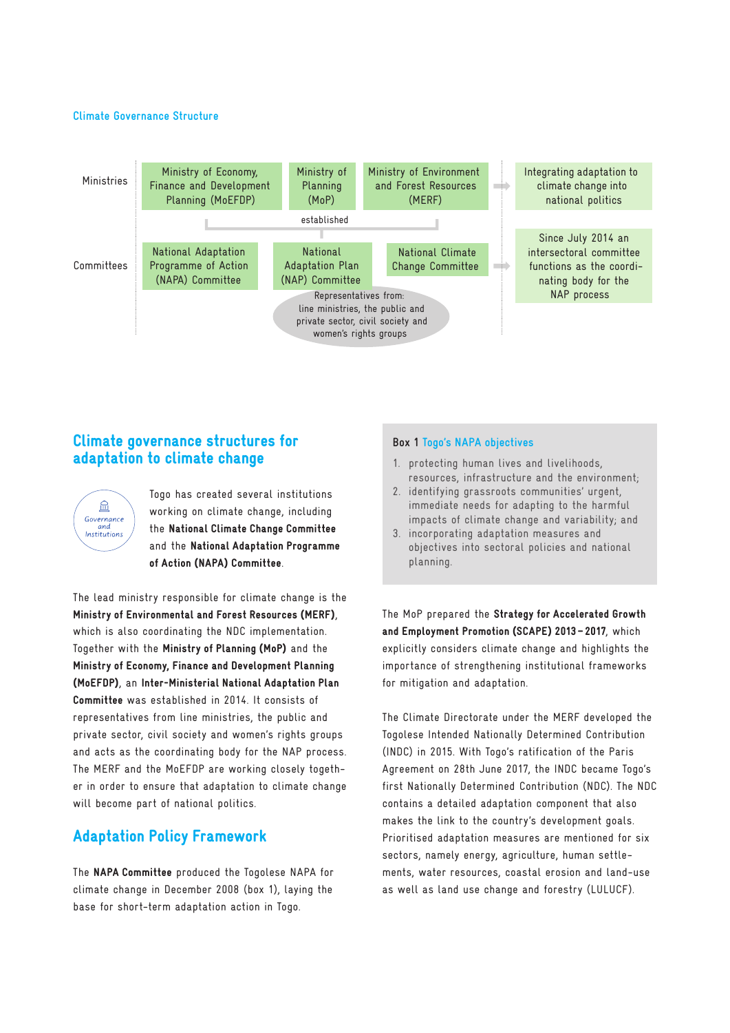Climate Governance Structure

| | | | | |
|---|---|---|---|---|
| Ministries | Ministry of Economy, Finance and Development Planning (MoEFDP) | Ministry of Planning (MoP) | Ministry of Environment and Forest Resources (MERF) | Integrating adaptation to climate change into national politics |
| | | established | | |
| Committees | National Adaptation Programme of Action (NAPA) Committee | National Adaptation Plan (NAP) Committee | National Climate Change Committee | Since July 2014 an intersectoral committee functions as the coordinating body for the NAP process |
| | | Representatives from: line ministries, the public and private sector, civil society and women's rights groups | | |

## Climate governance structures for adaptation to climate change

Governance and Institutions

Togo has created several institutions working on climate change, including the **National Climate Change Committee** and the **National Adaptation Programme of Action (NAPA) Committee**.

The lead ministry responsible for climate change is the **Ministry of Environmental and Forest Resources (MERF)**, which is also coordinating the NDC implementation. Together with the **Ministry of Planning (MoP)** and the **Ministry of Economy, Finance and Development Planning (MoEFDP)**, an **Inter-Ministerial National Adaptation Plan Committee** was established in 2014. It consists of representatives from line ministries, the public and private sector, civil society and women's rights groups and acts as the coordinating body for the NAP process. The MERF and the MoEFDP are working closely together in order to ensure that adaptation to climate change will become part of national politics.

## Adaptation Policy Framework

The **NAPA Committee** produced the Togolese NAPA for climate change in December 2008 (box 1), laying the base for short-term adaptation action in Togo.

**Box 1** Togo's NAPA objectives

1. protecting human lives and livelihoods, resources, infrastructure and the environment;
2. identifying grassroots communities' urgent, immediate needs for adapting to the harmful impacts of climate change and variability; and
3. incorporating adaptation measures and objectives into sectoral policies and national planning.

The MoP prepared the **Strategy for Accelerated Growth and Employment Promotion (SCAPE) 2013–2017**, which explicitly considers climate change and highlights the importance of strengthening institutional frameworks for mitigation and adaptation.

The Climate Directorate under the MERF developed the Togolese Intended Nationally Determined Contribution (INDC) in 2015. With Togo's ratification of the Paris Agreement on 28th June 2017, the INDC became Togo's first Nationally Determined Contribution (NDC). The NDC contains a detailed adaptation component that also makes the link to the country's development goals. Prioritised adaptation measures are mentioned for six sectors, namely energy, agriculture, human settlements, water resources, coastal erosion and land-use as well as land use change and forestry (LULUCF).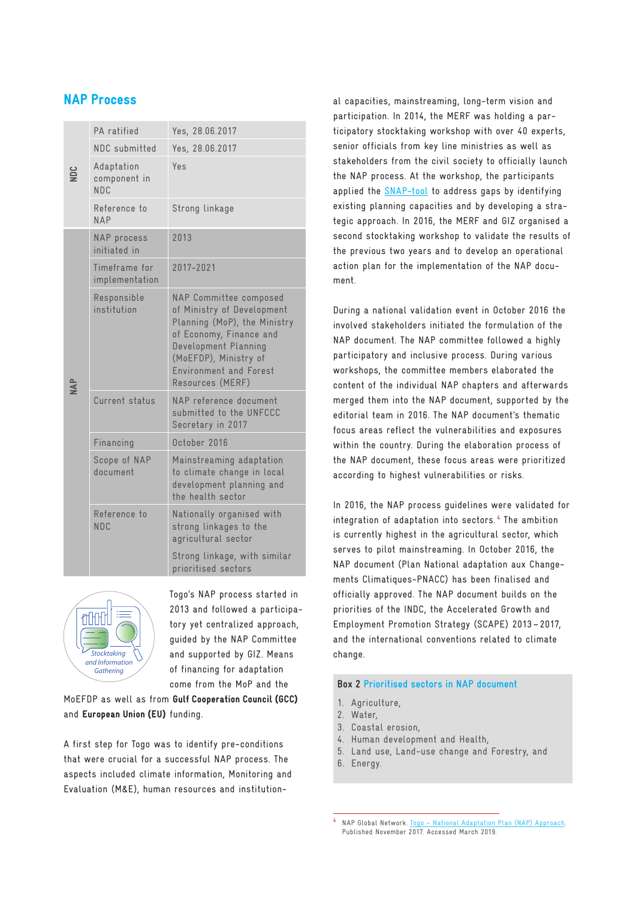## NAP Process

| | | |
|---|---|---|
| NDC | PA ratified | Yes, 28.06.2017 |
| | NDC submitted | Yes, 28.06.2017 |
| | Adaptation component in NDC | Yes |
| | Reference to NAP | Strong linkage |
| NAP | NAP process initiated in | 2013 |
| | Timeframe for implementation | 2017-2021 |
| | Responsible institution | NAP Committee composed of Ministry of Development Planning (MoP), the Ministry of Economy, Finance and Development Planning (MoEFDP), Ministry of Environment and Forest Resources (MERF) |
| | Current status | NAP reference document submitted to the UNFCCC Secretary in 2017 |
| | Financing | October 2016 |
| | Scope of NAP document | Mainstreaming adaptation to climate change in local development planning and the health sector |
| | Reference to NDC | Nationally organised with strong linkages to the agricultural sector<br>Strong linkage, with similar prioritised sectors |

Stocktaking and Information Gathering

Togo's NAP process started in 2013 and followed a participatory yet centralized approach, guided by the NAP Committee and supported by GIZ. Means of financing for adaptation come from the MoP and the MoEFDP as well as from **Gulf Cooperation Council (GCC)** and **European Union (EU)** funding.

A first step for Togo was to identify pre-conditions that were crucial for a successful NAP process. The aspects included climate information, Monitoring and Evaluation (M&E), human resources and institutional capacities, mainstreaming, long-term vision and participation. In 2014, the MERF was holding a participatory stocktaking workshop with over 40 experts, senior officials from key line ministries as well as stakeholders from the civil society to officially launch the NAP process. At the workshop, the participants applied the SNAP-tool to address gaps by identifying existing planning capacities and by developing a strategic approach. In 2016, the MERF and GIZ organised a second stocktaking workshop to validate the results of the previous two years and to develop an operational action plan for the implementation of the NAP document.

During a national validation event in October 2016 the involved stakeholders initiated the formulation of the NAP document. The NAP committee followed a highly participatory and inclusive process. During various workshops, the committee members elaborated the content of the individual NAP chapters and afterwards merged them into the NAP document, supported by the editorial team in 2016. The NAP document's thematic focus areas reflect the vulnerabilities and exposures within the country. During the elaboration process of the NAP document, these focus areas were prioritized according to highest vulnerabilities or risks.

In 2016, the NAP process guidelines were validated for integration of adaptation into sectors.[4] The ambition is currently highest in the agricultural sector, which serves to pilot mainstreaming. In October 2016, the NAP document (Plan National adaptation aux Changements Climatiques-PNACC) has been finalised and officially approved. The NAP document builds on the priorities of the INDC, the Accelerated Growth and Employment Promotion Strategy (SCAPE) 2013 – 2017, and the international conventions related to climate change.

**Box 2** Prioritised sectors in NAP document

1. Agriculture,
2. Water,
3. Coastal erosion,
4. Human development and Health,
5. Land use, Land-use change and Forestry, and
6. Energy.

[4] NAP Global Network. Togo – National Adaptation Plan (NAP) Approach. Published November 2017. Accessed March 2019.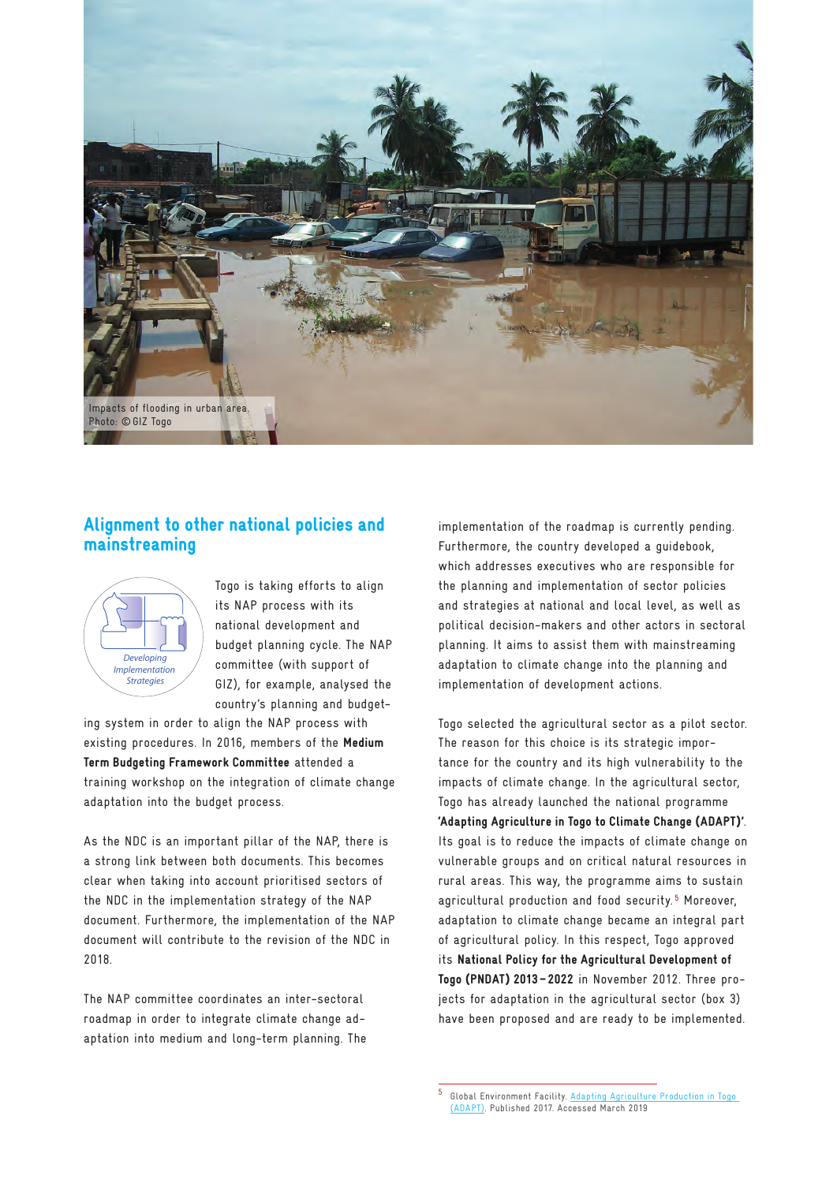Impacts of flooding in urban area.
Photo: © GIZ Togo

## Alignment to other national policies and mainstreaming

Developing Implementation Strategies

Togo is taking efforts to align its NAP process with its national development and budget planning cycle. The NAP committee (with support of GIZ), for example, analysed the country's planning and budgeting system in order to align the NAP process with existing procedures. In 2016, members of the **Medium Term Budgeting Framework Committee** attended a training workshop on the integration of climate change adaptation into the budget process.

As the NDC is an important pillar of the NAP, there is a strong link between both documents. This becomes clear when taking into account prioritised sectors of the NDC in the implementation strategy of the NAP document. Furthermore, the implementation of the NAP document will contribute to the revision of the NDC in 2018.

The NAP committee coordinates an inter-sectoral roadmap in order to integrate climate change adaptation into medium and long-term planning. The implementation of the roadmap is currently pending. Furthermore, the country developed a guidebook, which addresses executives who are responsible for the planning and implementation of sector policies and strategies at national and local level, as well as political decision-makers and other actors in sectoral planning. It aims to assist them with mainstreaming adaptation to climate change into the planning and implementation of development actions.

Togo selected the agricultural sector as a pilot sector. The reason for this choice is its strategic importance for the country and its high vulnerability to the impacts of climate change. In the agricultural sector, Togo has already launched the national programme **'Adapting Agriculture in Togo to Climate Change (ADAPT)'**. Its goal is to reduce the impacts of climate change on vulnerable groups and on critical natural resources in rural areas. This way, the programme aims to sustain agricultural production and food security.[5] Moreover, adaptation to climate change became an integral part of agricultural policy. In this respect, Togo approved its **National Policy for the Agricultural Development of Togo (PNDAT) 2013–2022** in November 2012. Three projects for adaptation in the agricultural sector (box 3) have been proposed and are ready to be implemented.

[5] Global Environment Facility. Adapting Agriculture Production in Togo (ADAPT). Published 2017. Accessed March 2019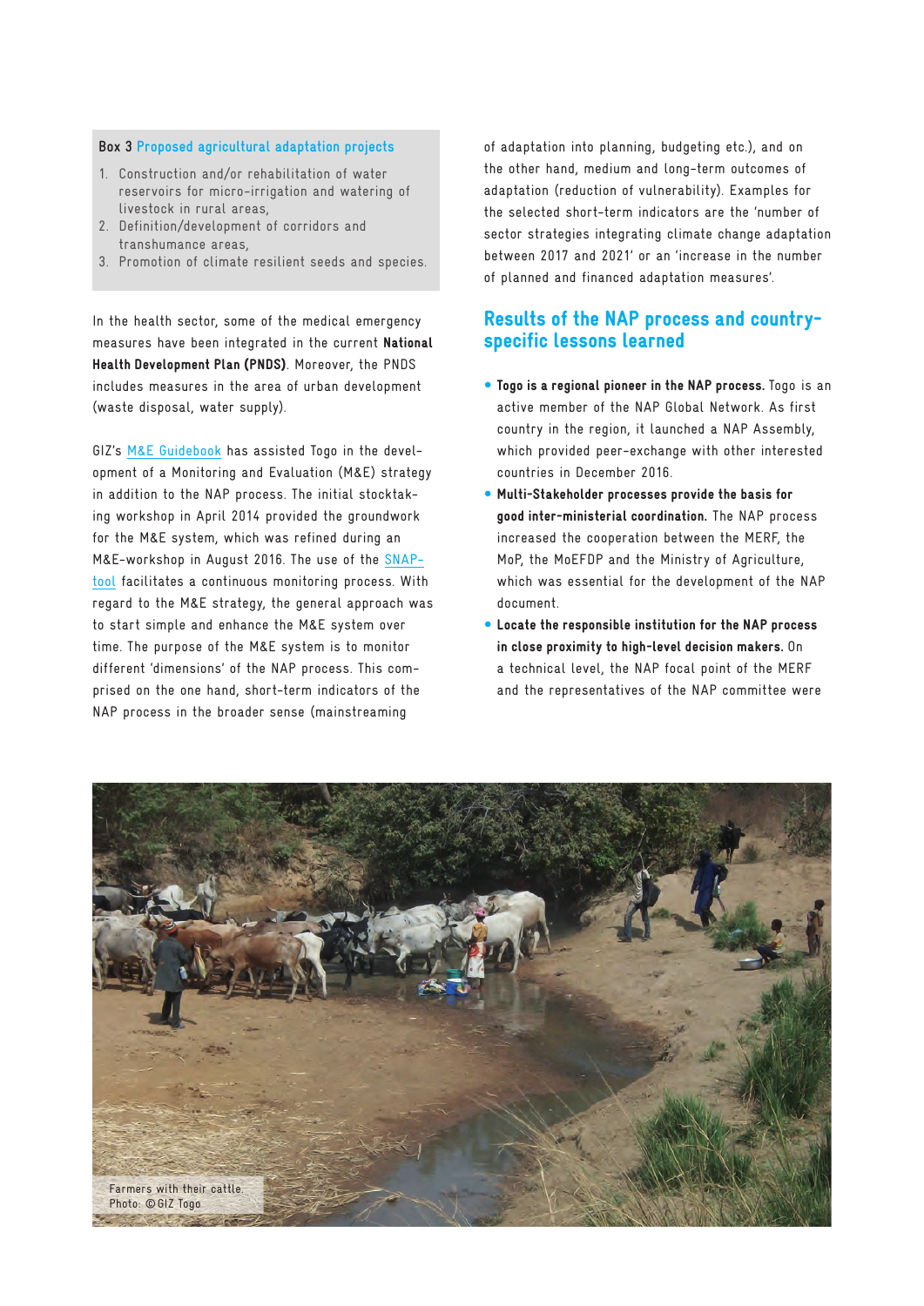**Box 3** Proposed agricultural adaptation projects

1. Construction and/or rehabilitation of water reservoirs for micro-irrigation and watering of livestock in rural areas,
2. Definition/development of corridors and transhumance areas,
3. Promotion of climate resilient seeds and species.

In the health sector, some of the medical emergency measures have been integrated in the current **National Health Development Plan (PNDS)**. Moreover, the PNDS includes measures in the area of urban development (waste disposal, water supply).

GIZ's M&E Guidebook has assisted Togo in the development of a Monitoring and Evaluation (M&E) strategy in addition to the NAP process. The initial stocktaking workshop in April 2014 provided the groundwork for the M&E system, which was refined during an M&E-workshop in August 2016. The use of the SNAP-tool facilitates a continuous monitoring process. With regard to the M&E strategy, the general approach was to start simple and enhance the M&E system over time. The purpose of the M&E system is to monitor different 'dimensions' of the NAP process. This comprised on the one hand, short-term indicators of the NAP process in the broader sense (mainstreaming of adaptation into planning, budgeting etc.), and on the other hand, medium and long-term outcomes of adaptation (reduction of vulnerability). Examples for the selected short-term indicators are the 'number of sector strategies integrating climate change adaptation between 2017 and 2021' or an 'increase in the number of planned and financed adaptation measures'.

## Results of the NAP process and country-specific lessons learned

- **Togo is a regional pioneer in the NAP process.** Togo is an active member of the NAP Global Network. As first country in the region, it launched a NAP Assembly, which provided peer-exchange with other interested countries in December 2016.
- **Multi-Stakeholder processes provide the basis for good inter-ministerial coordination.** The NAP process increased the cooperation between the MERF, the MoP, the MoEFDP and the Ministry of Agriculture, which was essential for the development of the NAP document.
- **Locate the responsible institution for the NAP process in close proximity to high-level decision makers.** On a technical level, the NAP focal point of the MERF and the representatives of the NAP committee were

Farmers with their cattle.
Photo: © GIZ Togo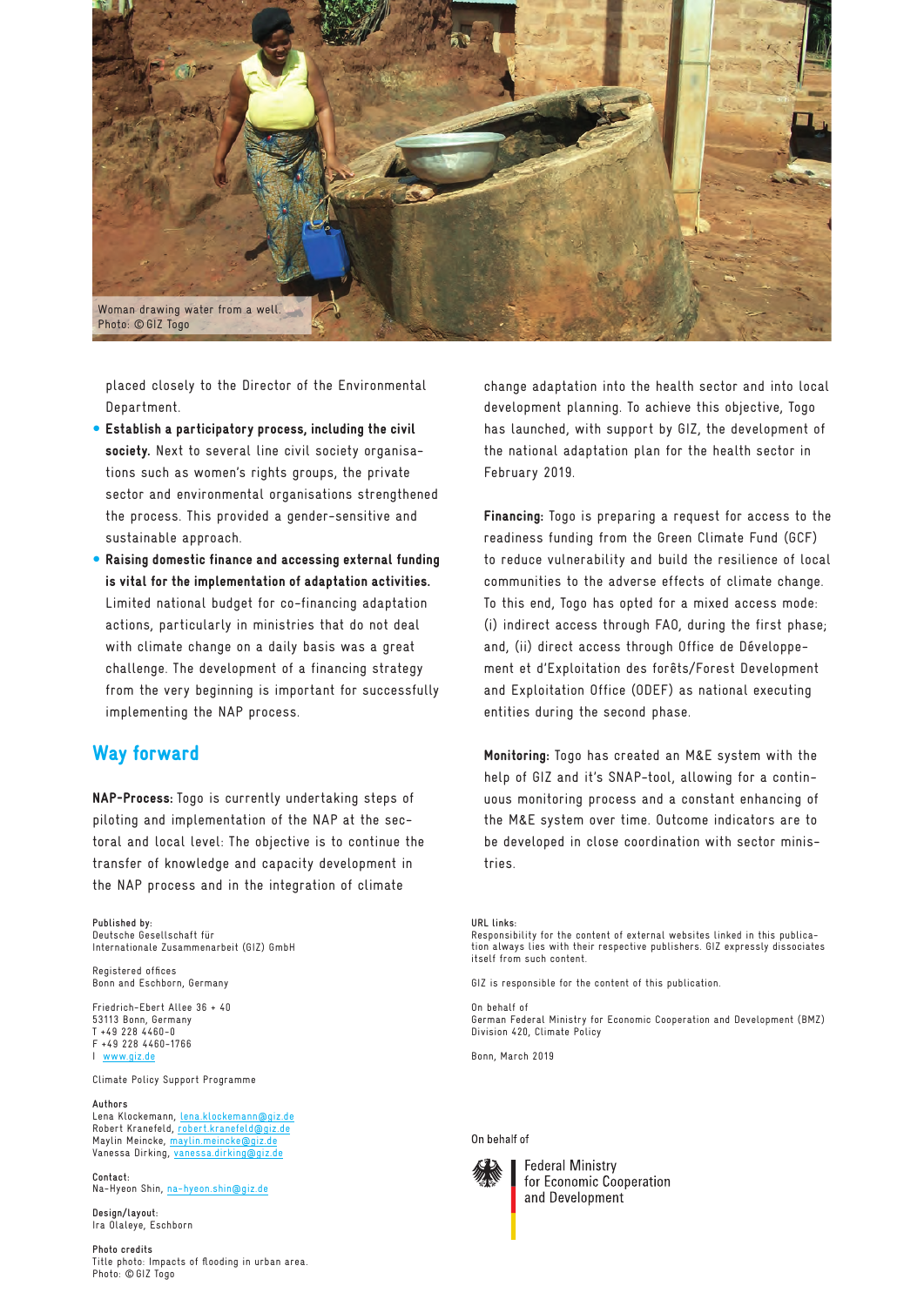Woman drawing water from a well.
Photo: © GIZ Togo

placed closely to the Director of the Environmental Department.

- **Establish a participatory process, including the civil society.** Next to several line civil society organisations such as women's rights groups, the private sector and environmental organisations strengthened the process. This provided a gender-sensitive and sustainable approach.
- **Raising domestic finance and accessing external funding is vital for the implementation of adaptation activities.** Limited national budget for co-financing adaptation actions, particularly in ministries that do not deal with climate change on a daily basis was a great challenge. The development of a financing strategy from the very beginning is important for successfully implementing the NAP process.

## Way forward

**NAP-Process:** Togo is currently undertaking steps of piloting and implementation of the NAP at the sectoral and local level: The objective is to continue the transfer of knowledge and capacity development in the NAP process and in the integration of climate change adaptation into the health sector and into local development planning. To achieve this objective, Togo has launched, with support by GIZ, the development of the national adaptation plan for the health sector in February 2019.

**Financing:** Togo is preparing a request for access to the readiness funding from the Green Climate Fund (GCF) to reduce vulnerability and build the resilience of local communities to the adverse effects of climate change. To this end, Togo has opted for a mixed access mode: (i) indirect access through FAO, during the first phase; and, (ii) direct access through Office de Développement et d'Exploitation des forêts/Forest Development and Exploitation Office (ODEF) as national executing entities during the second phase.

**Monitoring:** Togo has created an M&E system with the help of GIZ and it's SNAP-tool, allowing for a continuous monitoring process and a constant enhancing of the M&E system over time. Outcome indicators are to be developed in close coordination with sector ministries.

**Published by:**
Deutsche Gesellschaft für Internationale Zusammenarbeit (GIZ) GmbH

Registered offices
Bonn and Eschborn, Germany

Friedrich-Ebert Allee 36 + 40
53113 Bonn, Germany
T +49 228 4460-0
F +49 228 4460-1766
I www.giz.de

Climate Policy Support Programme

**Authors**
Lena Klockemann, lena.klockemann@giz.de
Robert Kranefeld, robert.kranefeld@giz.de
Maylin Meincke, maylin.meincke@giz.de
Vanessa Dirking, vanessa.dirking@giz.de

**Contact:**
Na-Hyeon Shin, na-hyeon.shin@giz.de

**Design/layout:**
Ira Olaleye, Eschborn

**Photo credits**
Title photo: Impacts of flooding in urban area.
Photo: © GIZ Togo

**URL links:**
Responsibility for the content of external websites linked in this publication always lies with their respective publishers. GIZ expressly dissociates itself from such content.

GIZ is responsible for the content of this publication.

On behalf of
German Federal Ministry for Economic Cooperation and Development (BMZ)
Division 420, Climate Policy

Bonn, March 2019

On behalf of

Federal Ministry for Economic Cooperation and Development